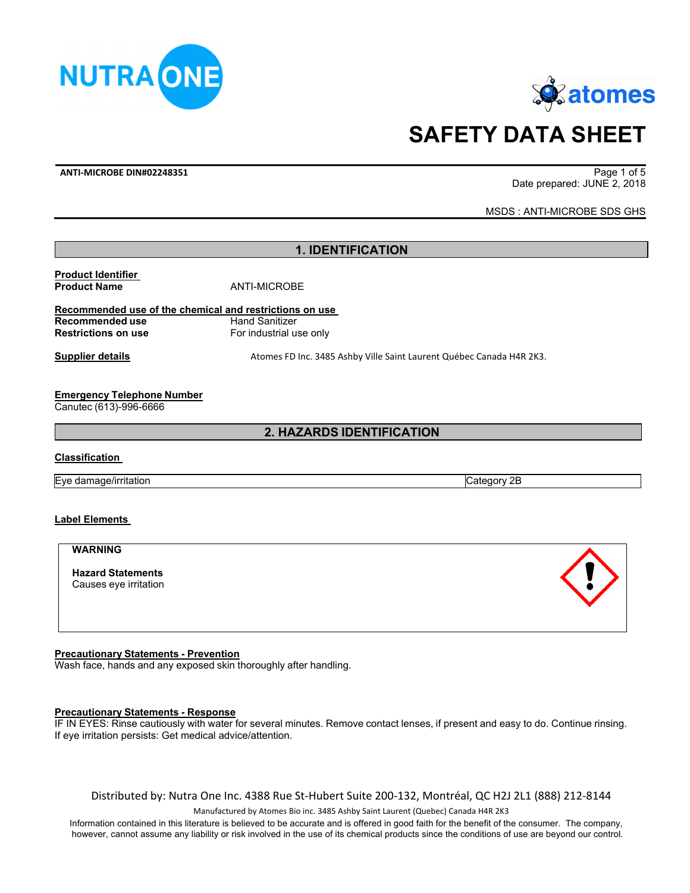# SAFETY DATA SHEET

**ANTI-MICROBE DIN#02248351**

Date prepared: JUNE 2, 2018

MSDS : ANTI-MICROBE SDS GHS

## 1. IDENTIFICATION

**Product Identifier**

| | |
|---|---|
| **Product Name** | ANTI-MICROBE |

**Recommended use of the chemical and restrictions on use**

| | |
|---|---|
| **Recommended use** | Hand Sanitizer |
| **Restrictions on use** | For industrial use only |

**Supplier details** Atomes FD Inc. 3485 Ashby Ville Saint Laurent Québec Canada H4R 2K3.

**Emergency Telephone Number**

Canutec (613)-996-6666

## 2. HAZARDS IDENTIFICATION

**Classification**

| | |
|---|---|
| Eye damage/irritation | Category 2B |

**Label Elements**

**WARNING**

**Hazard Statements**

Causes eye irritation

**Precautionary Statements - Prevention**

Wash face, hands and any exposed skin thoroughly after handling.

**Precautionary Statements - Response**

IF IN EYES: Rinse cautiously with water for several minutes. Remove contact lenses, if present and easy to do. Continue rinsing. If eye irritation persists: Get medical advice/attention.

Distributed by: Nutra One Inc. 4388 Rue St-Hubert Suite 200-132, Montréal, QC H2J 2L1 (888) 212-8144

Manufactured by Atomes Bio inc. 3485 Ashby Saint Laurent (Quebec) Canada H4R 2K3

Information contained in this literature is believed to be accurate and is offered in good faith for the benefit of the consumer. The company, however, cannot assume any liability or risk involved in the use of its chemical products since the conditions of use are beyond our control.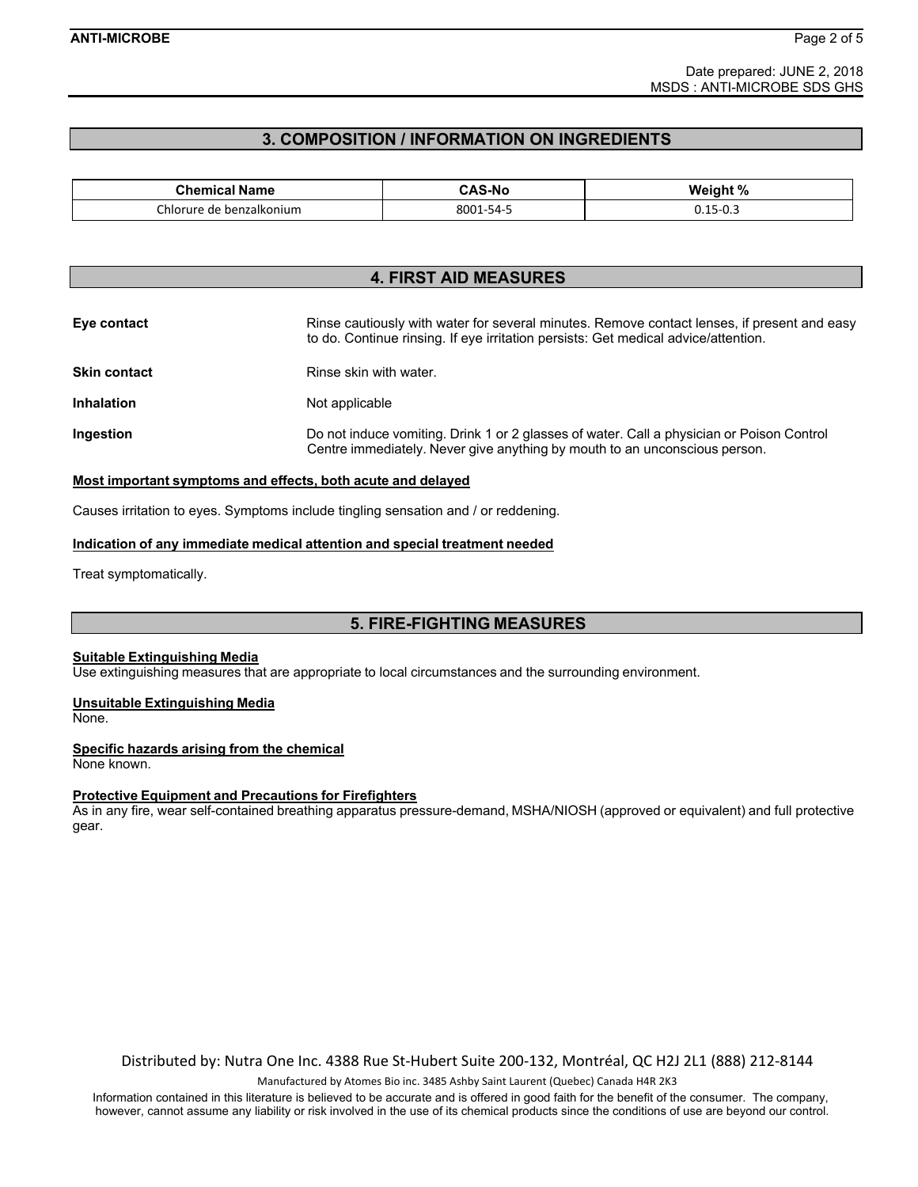## 3. COMPOSITION / INFORMATION ON INGREDIENTS

| Chemical Name | CAS-No | Weight % |
| --- | --- | --- |
| Chlorure de benzalkonium | 8001-54-5 | 0.15-0.3 |

## 4. FIRST AID MEASURES

**Eye contact** Rinse cautiously with water for several minutes. Remove contact lenses, if present and easy to do. Continue rinsing. If eye irritation persists: Get medical advice/attention.

**Skin contact** Rinse skin with water.

**Inhalation** Not applicable

**Ingestion** Do not induce vomiting. Drink 1 or 2 glasses of water. Call a physician or Poison Control Centre immediately. Never give anything by mouth to an unconscious person.

### Most important symptoms and effects, both acute and delayed

Causes irritation to eyes. Symptoms include tingling sensation and / or reddening.

### Indication of any immediate medical attention and special treatment needed

Treat symptomatically.

## 5. FIRE-FIGHTING MEASURES

### Suitable Extinguishing Media

Use extinguishing measures that are appropriate to local circumstances and the surrounding environment.

### Unsuitable Extinguishing Media

None.

### Specific hazards arising from the chemical

None known.

### Protective Equipment and Precautions for Firefighters

As in any fire, wear self-contained breathing apparatus pressure-demand, MSHA/NIOSH (approved or equivalent) and full protective gear.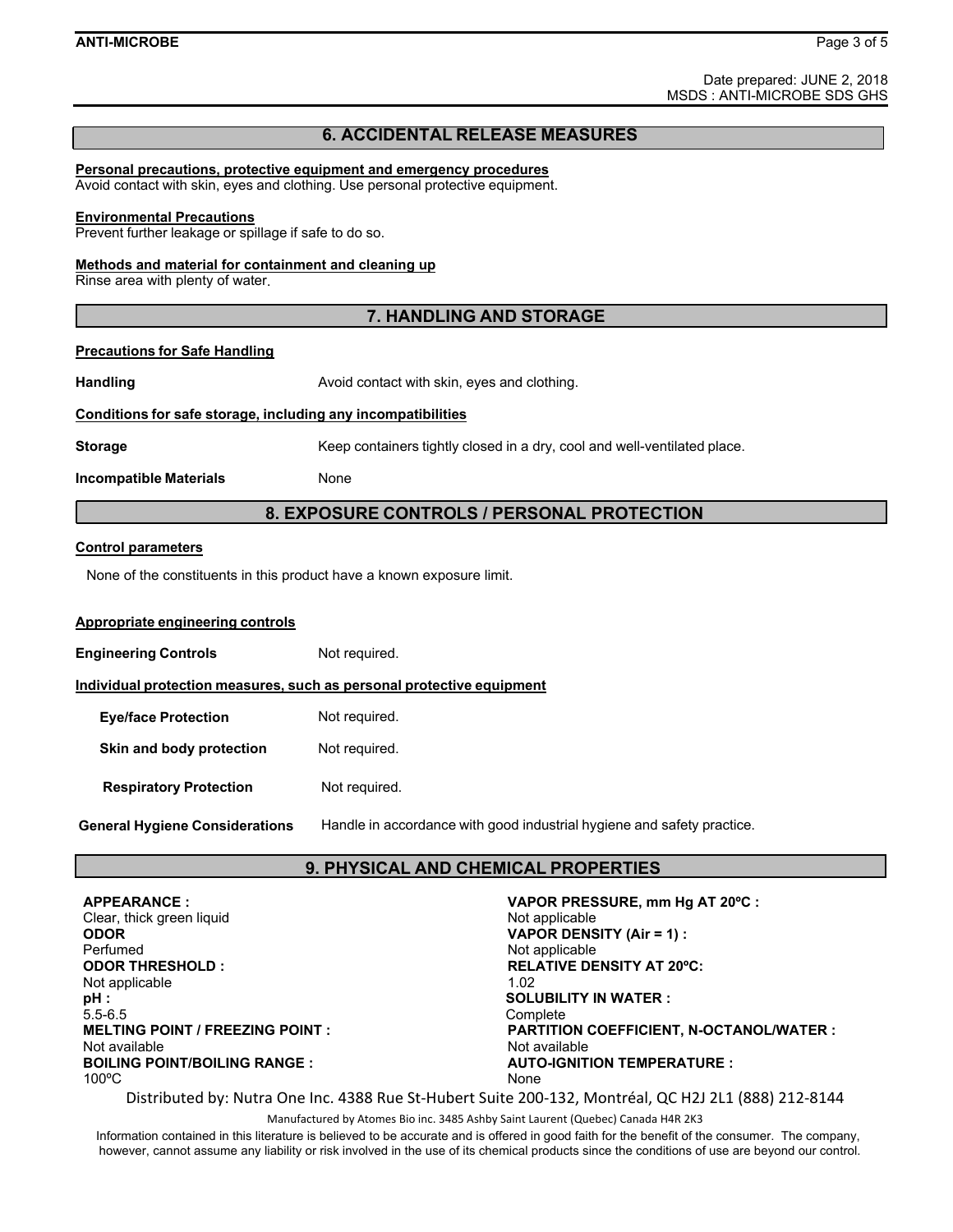Date prepared: JUNE 2, 2018
MSDS : ANTI-MICROBE SDS GHS

## 6. ACCIDENTAL RELEASE MEASURES

**Personal precautions, protective equipment and emergency procedures**
Avoid contact with skin, eyes and clothing. Use personal protective equipment.

**Environmental Precautions**
Prevent further leakage or spillage if safe to do so.

**Methods and material for containment and cleaning up**
Rinse area with plenty of water.

## 7. HANDLING AND STORAGE

**Precautions for Safe Handling**

**Handling** Avoid contact with skin, eyes and clothing.

**Conditions for safe storage, including any incompatibilities**

**Storage** Keep containers tightly closed in a dry, cool and well-ventilated place.

**Incompatible Materials** None

## 8. EXPOSURE CONTROLS / PERSONAL PROTECTION

**Control parameters**

None of the constituents in this product have a known exposure limit.

**Appropriate engineering controls**

**Engineering Controls** Not required.

**Individual protection measures, such as personal protective equipment**

**Eye/face Protection** Not required.

**Skin and body protection** Not required.

**Respiratory Protection** Not required.

**General Hygiene Considerations** Handle in accordance with good industrial hygiene and safety practice.

## 9. PHYSICAL AND CHEMICAL PROPERTIES

**APPEARANCE :**
Clear, thick green liquid

**ODOR**
Perfumed

**ODOR THRESHOLD :**
Not applicable

**pH :**
5.5-6.5

**MELTING POINT / FREEZING POINT :**
Not available

**BOILING POINT/BOILING RANGE :**
100ºC

**VAPOR PRESSURE, mm Hg AT 20ºC :**
Not applicable

**VAPOR DENSITY (Air = 1) :**
Not applicable

**RELATIVE DENSITY AT 20ºC:**
1.02

**SOLUBILITY IN WATER :**
Complete

**PARTITION COEFFICIENT, N-OCTANOL/WATER :**
Not available

**AUTO-IGNITION TEMPERATURE :**
None

Distributed by: Nutra One Inc. 4388 Rue St-Hubert Suite 200-132, Montréal, QC H2J 2L1 (888) 212-8144

Manufactured by Atomes Bio inc. 3485 Ashby Saint Laurent (Quebec) Canada H4R 2K3

Information contained in this literature is believed to be accurate and is offered in good faith for the benefit of the consumer. The company, however, cannot assume any liability or risk involved in the use of its chemical products since the conditions of use are beyond our control.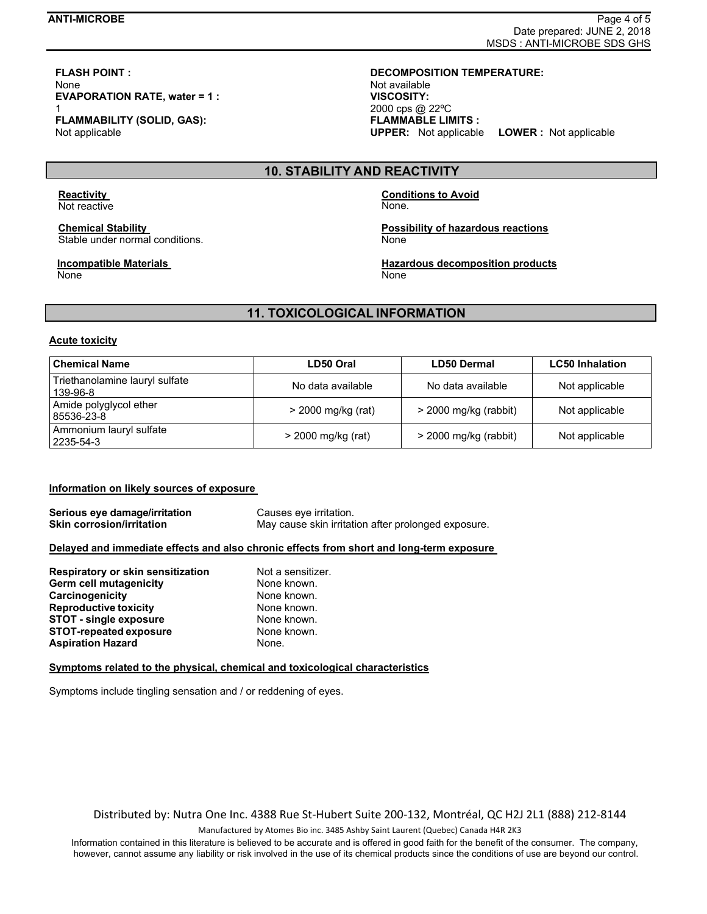**FLASH POINT :**
None

**EVAPORATION RATE, water = 1 :**
1

**FLAMMABILITY (SOLID, GAS):**
Not applicable

**DECOMPOSITION TEMPERATURE:**
Not available

**VISCOSITY:**
2000 cps @ 22ºC

**FLAMMABLE LIMITS :**
**UPPER:** Not applicable **LOWER :** Not applicable

## 10. STABILITY AND REACTIVITY

**Reactivity**
Not reactive

**Chemical Stability**
Stable under normal conditions.

**Incompatible Materials**
None

**Conditions to Avoid**
None.

**Possibility of hazardous reactions**
None

**Hazardous decomposition products**
None

## 11. TOXICOLOGICAL INFORMATION

**Acute toxicity**

| Chemical Name | LD50 Oral | LD50 Dermal | LC50 Inhalation |
|---|---|---|---|
| Triethanolamine lauryl sulfate 139-96-8 | No data available | No data available | Not applicable |
| Amide polyglycol ether 85536-23-8 | > 2000 mg/kg (rat) | > 2000 mg/kg (rabbit) | Not applicable |
| Ammonium lauryl sulfate 2235-54-3 | > 2000 mg/kg (rat) | > 2000 mg/kg (rabbit) | Not applicable |

**Information on likely sources of exposure**

**Serious eye damage/irritation** Causes eye irritation.
**Skin corrosion/irritation** May cause skin irritation after prolonged exposure.

**Delayed and immediate effects and also chronic effects from short and long-term exposure**

**Respiratory or skin sensitization** Not a sensitizer.
**Germ cell mutagenicity** None known.
**Carcinogenicity** None known.
**Reproductive toxicity** None known.
**STOT - single exposure** None known.
**STOT-repeated exposure** None known.
**Aspiration Hazard** None.

**Symptoms related to the physical, chemical and toxicological characteristics**

Symptoms include tingling sensation and / or reddening of eyes.

Distributed by: Nutra One Inc. 4388 Rue St-Hubert Suite 200-132, Montréal, QC H2J 2L1 (888) 212-8144

Manufactured by Atomes Bio inc. 3485 Ashby Saint Laurent (Quebec) Canada H4R 2K3

Information contained in this literature is believed to be accurate and is offered in good faith for the benefit of the consumer. The company, however, cannot assume any liability or risk involved in the use of its chemical products since the conditions of use are beyond our control.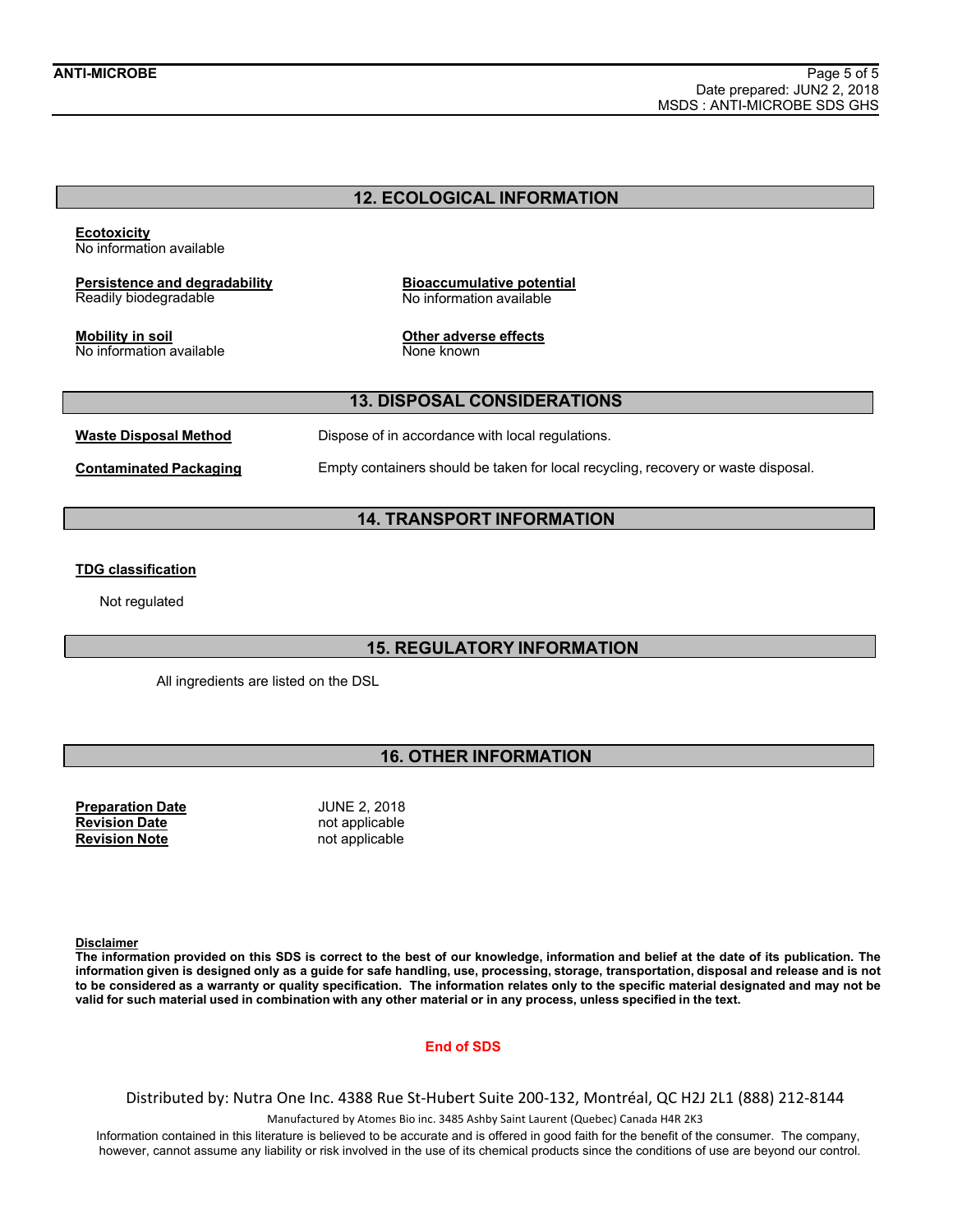## 12. ECOLOGICAL INFORMATION

**Ecotoxicity**
No information available

**Persistence and degradability**
Readily biodegradable

**Bioaccumulative potential**
No information available

**Mobility in soil**
No information available

**Other adverse effects**
None known

## 13. DISPOSAL CONSIDERATIONS

**Waste Disposal Method** Dispose of in accordance with local regulations.

**Contaminated Packaging** Empty containers should be taken for local recycling, recovery or waste disposal.

## 14. TRANSPORT INFORMATION

**TDG classification**

Not regulated

## 15. REGULATORY INFORMATION

All ingredients are listed on the DSL

## 16. OTHER INFORMATION

**Preparation Date** JUNE 2, 2018
**Revision Date** not applicable
**Revision Note** not applicable

**Disclaimer**
**The information provided on this SDS is correct to the best of our knowledge, information and belief at the date of its publication. The information given is designed only as a guide for safe handling, use, processing, storage, transportation, disposal and release and is not to be considered as a warranty or quality specification. The information relates only to the specific material designated and may not be valid for such material used in combination with any other material or in any process, unless specified in the text.**

**End of SDS**

Distributed by: Nutra One Inc. 4388 Rue St-Hubert Suite 200-132, Montréal, QC H2J 2L1 (888) 212-8144

Manufactured by Atomes Bio inc. 3485 Ashby Saint Laurent (Quebec) Canada H4R 2K3

Information contained in this literature is believed to be accurate and is offered in good faith for the benefit of the consumer. The company, however, cannot assume any liability or risk involved in the use of its chemical products since the conditions of use are beyond our control.